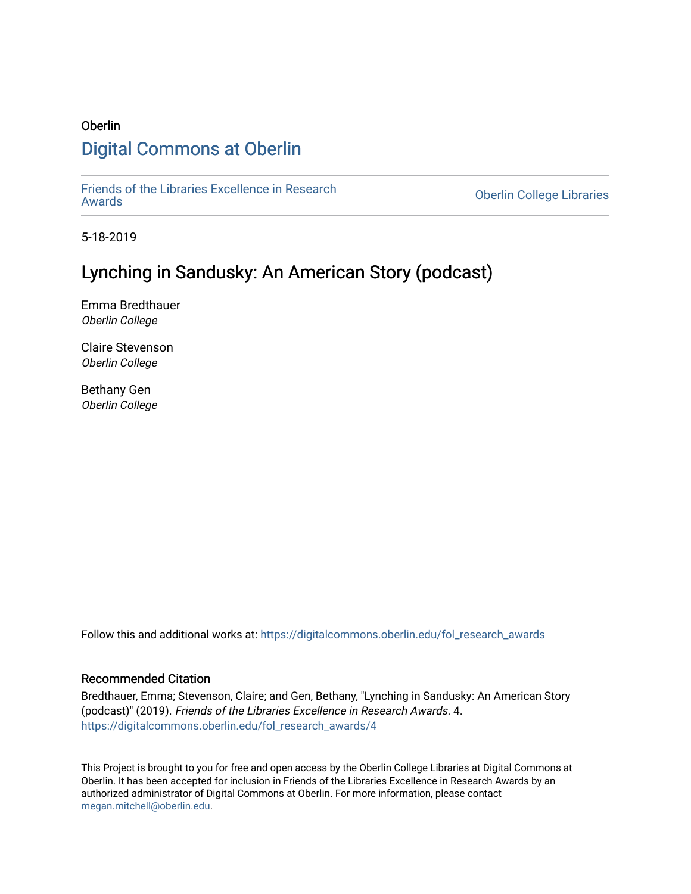Oberlin

# Digital Commons at Oberlin

Friends of the Libraries Excellence in Research Awards

Oberlin College Libraries

5-18-2019

## Lynching in Sandusky: An American Story (podcast)

Emma Bredthauer
*Oberlin College*

Claire Stevenson
*Oberlin College*

Bethany Gen
*Oberlin College*

Follow this and additional works at: https://digitalcommons.oberlin.edu/fol_research_awards

### Recommended Citation

Bredthauer, Emma; Stevenson, Claire; and Gen, Bethany, "Lynching in Sandusky: An American Story (podcast)" (2019). *Friends of the Libraries Excellence in Research Awards*. 4.
https://digitalcommons.oberlin.edu/fol_research_awards/4

This Project is brought to you for free and open access by the Oberlin College Libraries at Digital Commons at Oberlin. It has been accepted for inclusion in Friends of the Libraries Excellence in Research Awards by an authorized administrator of Digital Commons at Oberlin. For more information, please contact megan.mitchell@oberlin.edu.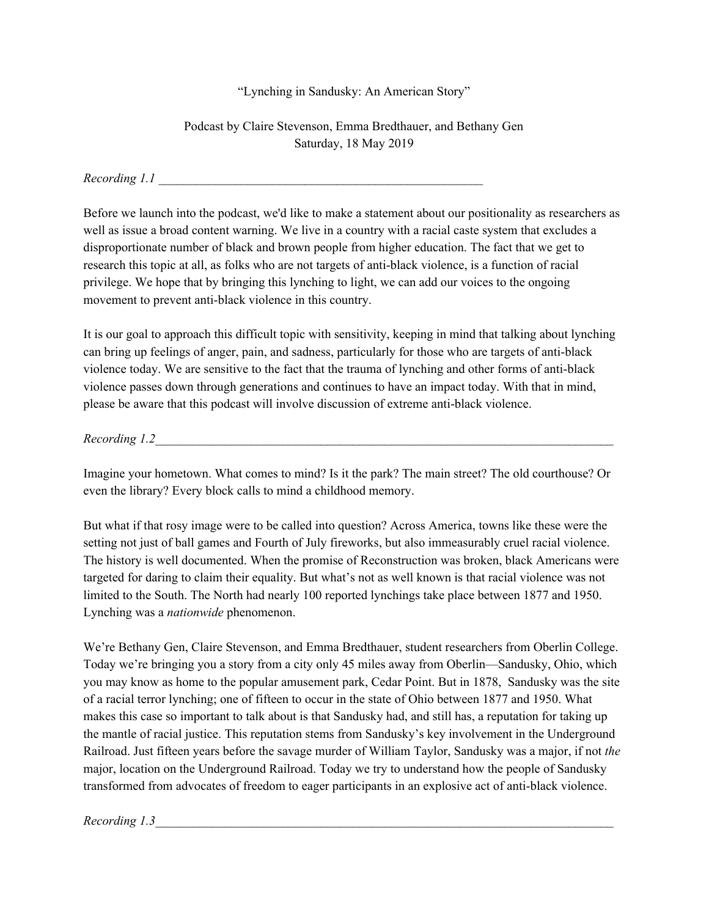"Lynching in Sandusky: An American Story"

Podcast by Claire Stevenson, Emma Bredthauer, and Bethany Gen
Saturday, 18 May 2019

*Recording 1.1* ______________________________________________________

Before we launch into the podcast, we'd like to make a statement about our positionality as researchers as well as issue a broad content warning. We live in a country with a racial caste system that excludes a disproportionate number of black and brown people from higher education. The fact that we get to research this topic at all, as folks who are not targets of anti-black violence, is a function of racial privilege. We hope that by bringing this lynching to light, we can add our voices to the ongoing movement to prevent anti-black violence in this country.

It is our goal to approach this difficult topic with sensitivity, keeping in mind that talking about lynching can bring up feelings of anger, pain, and sadness, particularly for those who are targets of anti-black violence today. We are sensitive to the fact that the trauma of lynching and other forms of anti-black violence passes down through generations and continues to have an impact today. With that in mind, please be aware that this podcast will involve discussion of extreme anti-black violence.

*Recording 1.2*______________________________________________________________________________

Imagine your hometown. What comes to mind? Is it the park? The main street? The old courthouse? Or even the library? Every block calls to mind a childhood memory.

But what if that rosy image were to be called into question? Across America, towns like these were the setting not just of ball games and Fourth of July fireworks, but also immeasurably cruel racial violence. The history is well documented. When the promise of Reconstruction was broken, black Americans were targeted for daring to claim their equality. But what's not as well known is that racial violence was not limited to the South. The North had nearly 100 reported lynchings take place between 1877 and 1950. Lynching was a *nationwide* phenomenon.

We're Bethany Gen, Claire Stevenson, and Emma Bredthauer, student researchers from Oberlin College. Today we're bringing you a story from a city only 45 miles away from Oberlin—Sandusky, Ohio, which you may know as home to the popular amusement park, Cedar Point. But in 1878, Sandusky was the site of a racial terror lynching; one of fifteen to occur in the state of Ohio between 1877 and 1950. What makes this case so important to talk about is that Sandusky had, and still has, a reputation for taking up the mantle of racial justice. This reputation stems from Sandusky's key involvement in the Underground Railroad. Just fifteen years before the savage murder of William Taylor, Sandusky was a major, if not *the* major, location on the Underground Railroad. Today we try to understand how the people of Sandusky transformed from advocates of freedom to eager participants in an explosive act of anti-black violence.

*Recording 1.3*______________________________________________________________________________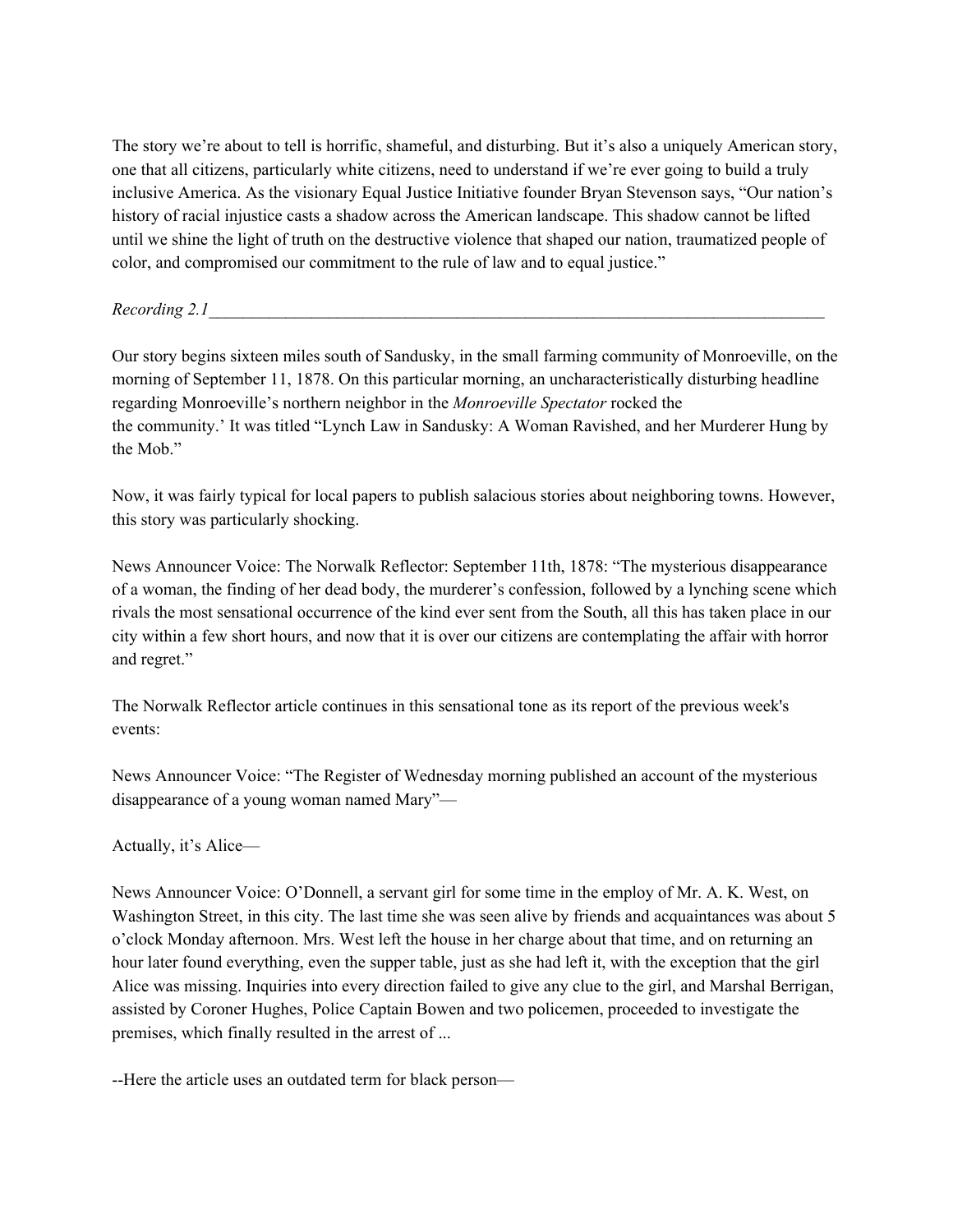The story we're about to tell is horrific, shameful, and disturbing. But it's also a uniquely American story, one that all citizens, particularly white citizens, need to understand if we're ever going to build a truly inclusive America. As the visionary Equal Justice Initiative founder Bryan Stevenson says, "Our nation's history of racial injustice casts a shadow across the American landscape. This shadow cannot be lifted until we shine the light of truth on the destructive violence that shaped our nation, traumatized people of color, and compromised our commitment to the rule of law and to equal justice."

*Recording 2.1*\_\_\_\_\_\_\_\_\_\_\_\_\_\_\_\_\_\_\_\_\_\_\_\_\_\_\_\_\_\_\_\_\_\_\_\_\_\_\_\_\_\_\_\_\_\_\_\_\_\_\_\_\_\_\_\_\_\_\_\_\_\_\_\_\_\_\_\_\_\_\_\_\_\_

Our story begins sixteen miles south of Sandusky, in the small farming community of Monroeville, on the morning of September 11, 1878. On this particular morning, an uncharacteristically disturbing headline regarding Monroeville's northern neighbor in the *Monroeville Spectator* rocked the the community.' It was titled "Lynch Law in Sandusky: A Woman Ravished, and her Murderer Hung by the Mob."

Now, it was fairly typical for local papers to publish salacious stories about neighboring towns. However, this story was particularly shocking.

News Announcer Voice: The Norwalk Reflector: September 11th, 1878: "The mysterious disappearance of a woman, the finding of her dead body, the murderer's confession, followed by a lynching scene which rivals the most sensational occurrence of the kind ever sent from the South, all this has taken place in our city within a few short hours, and now that it is over our citizens are contemplating the affair with horror and regret."

The Norwalk Reflector article continues in this sensational tone as its report of the previous week's events:

News Announcer Voice: "The Register of Wednesday morning published an account of the mysterious disappearance of a young woman named Mary"—

Actually, it's Alice—

News Announcer Voice: O'Donnell, a servant girl for some time in the employ of Mr. A. K. West, on Washington Street, in this city. The last time she was seen alive by friends and acquaintances was about 5 o'clock Monday afternoon. Mrs. West left the house in her charge about that time, and on returning an hour later found everything, even the supper table, just as she had left it, with the exception that the girl Alice was missing. Inquiries into every direction failed to give any clue to the girl, and Marshal Berrigan, assisted by Coroner Hughes, Police Captain Bowen and two policemen, proceeded to investigate the premises, which finally resulted in the arrest of ...

--Here the article uses an outdated term for black person—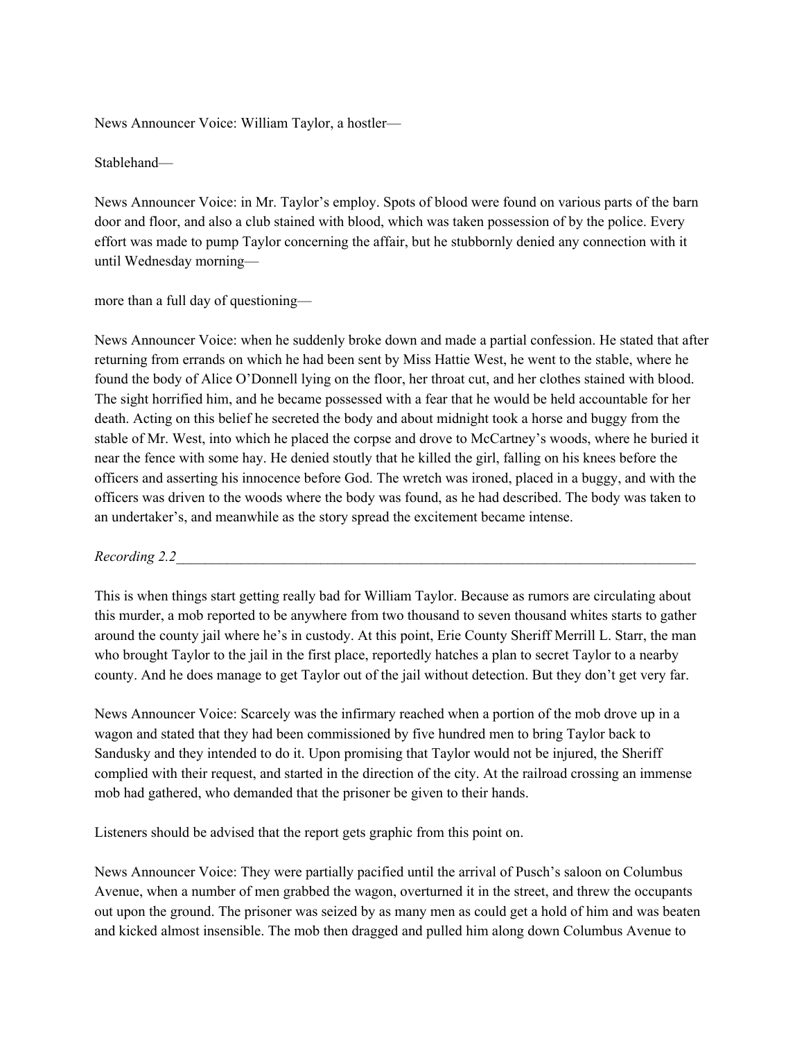News Announcer Voice: William Taylor, a hostler—

Stablehand—

News Announcer Voice: in Mr. Taylor's employ. Spots of blood were found on various parts of the barn door and floor, and also a club stained with blood, which was taken possession of by the police. Every effort was made to pump Taylor concerning the affair, but he stubbornly denied any connection with it until Wednesday morning—

more than a full day of questioning—

News Announcer Voice: when he suddenly broke down and made a partial confession. He stated that after returning from errands on which he had been sent by Miss Hattie West, he went to the stable, where he found the body of Alice O'Donnell lying on the floor, her throat cut, and her clothes stained with blood. The sight horrified him, and he became possessed with a fear that he would be held accountable for her death. Acting on this belief he secreted the body and about midnight took a horse and buggy from the stable of Mr. West, into which he placed the corpse and drove to McCartney's woods, where he buried it near the fence with some hay. He denied stoutly that he killed the girl, falling on his knees before the officers and asserting his innocence before God. The wretch was ironed, placed in a buggy, and with the officers was driven to the woods where the body was found, as he had described. The body was taken to an undertaker's, and meanwhile as the story spread the excitement became intense.

*Recording 2.2*______________________________________________________________________________

This is when things start getting really bad for William Taylor. Because as rumors are circulating about this murder, a mob reported to be anywhere from two thousand to seven thousand whites starts to gather around the county jail where he's in custody. At this point, Erie County Sheriff Merrill L. Starr, the man who brought Taylor to the jail in the first place, reportedly hatches a plan to secret Taylor to a nearby county. And he does manage to get Taylor out of the jail without detection. But they don't get very far.

News Announcer Voice: Scarcely was the infirmary reached when a portion of the mob drove up in a wagon and stated that they had been commissioned by five hundred men to bring Taylor back to Sandusky and they intended to do it. Upon promising that Taylor would not be injured, the Sheriff complied with their request, and started in the direction of the city. At the railroad crossing an immense mob had gathered, who demanded that the prisoner be given to their hands.

Listeners should be advised that the report gets graphic from this point on.

News Announcer Voice: They were partially pacified until the arrival of Pusch's saloon on Columbus Avenue, when a number of men grabbed the wagon, overturned it in the street, and threw the occupants out upon the ground. The prisoner was seized by as many men as could get a hold of him and was beaten and kicked almost insensible. The mob then dragged and pulled him along down Columbus Avenue to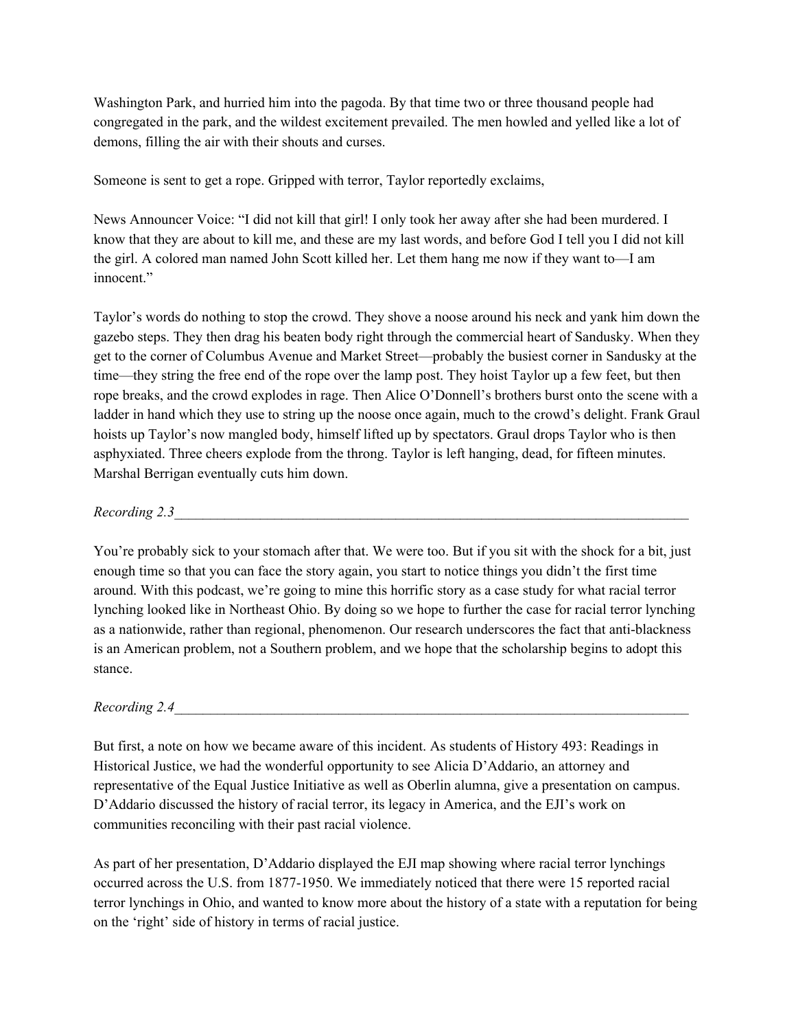Washington Park, and hurried him into the pagoda. By that time two or three thousand people had congregated in the park, and the wildest excitement prevailed. The men howled and yelled like a lot of demons, filling the air with their shouts and curses.

Someone is sent to get a rope. Gripped with terror, Taylor reportedly exclaims,

News Announcer Voice: "I did not kill that girl! I only took her away after she had been murdered. I know that they are about to kill me, and these are my last words, and before God I tell you I did not kill the girl. A colored man named John Scott killed her. Let them hang me now if they want to—I am innocent."

Taylor's words do nothing to stop the crowd. They shove a noose around his neck and yank him down the gazebo steps. They then drag his beaten body right through the commercial heart of Sandusky. When they get to the corner of Columbus Avenue and Market Street—probably the busiest corner in Sandusky at the time—they string the free end of the rope over the lamp post. They hoist Taylor up a few feet, but then rope breaks, and the crowd explodes in rage. Then Alice O'Donnell's brothers burst onto the scene with a ladder in hand which they use to string up the noose once again, much to the crowd's delight. Frank Graul hoists up Taylor's now mangled body, himself lifted up by spectators. Graul drops Taylor who is then asphyxiated. Three cheers explode from the throng. Taylor is left hanging, dead, for fifteen minutes. Marshal Berrigan eventually cuts him down.

*Recording 2.3*___________________________________________________________________________

You're probably sick to your stomach after that. We were too. But if you sit with the shock for a bit, just enough time so that you can face the story again, you start to notice things you didn't the first time around. With this podcast, we're going to mine this horrific story as a case study for what racial terror lynching looked like in Northeast Ohio. By doing so we hope to further the case for racial terror lynching as a nationwide, rather than regional, phenomenon. Our research underscores the fact that anti-blackness is an American problem, not a Southern problem, and we hope that the scholarship begins to adopt this stance.

*Recording 2.4*___________________________________________________________________________

But first, a note on how we became aware of this incident. As students of History 493: Readings in Historical Justice, we had the wonderful opportunity to see Alicia D'Addario, an attorney and representative of the Equal Justice Initiative as well as Oberlin alumna, give a presentation on campus. D'Addario discussed the history of racial terror, its legacy in America, and the EJI's work on communities reconciling with their past racial violence.

As part of her presentation, D'Addario displayed the EJI map showing where racial terror lynchings occurred across the U.S. from 1877-1950. We immediately noticed that there were 15 reported racial terror lynchings in Ohio, and wanted to know more about the history of a state with a reputation for being on the 'right' side of history in terms of racial justice.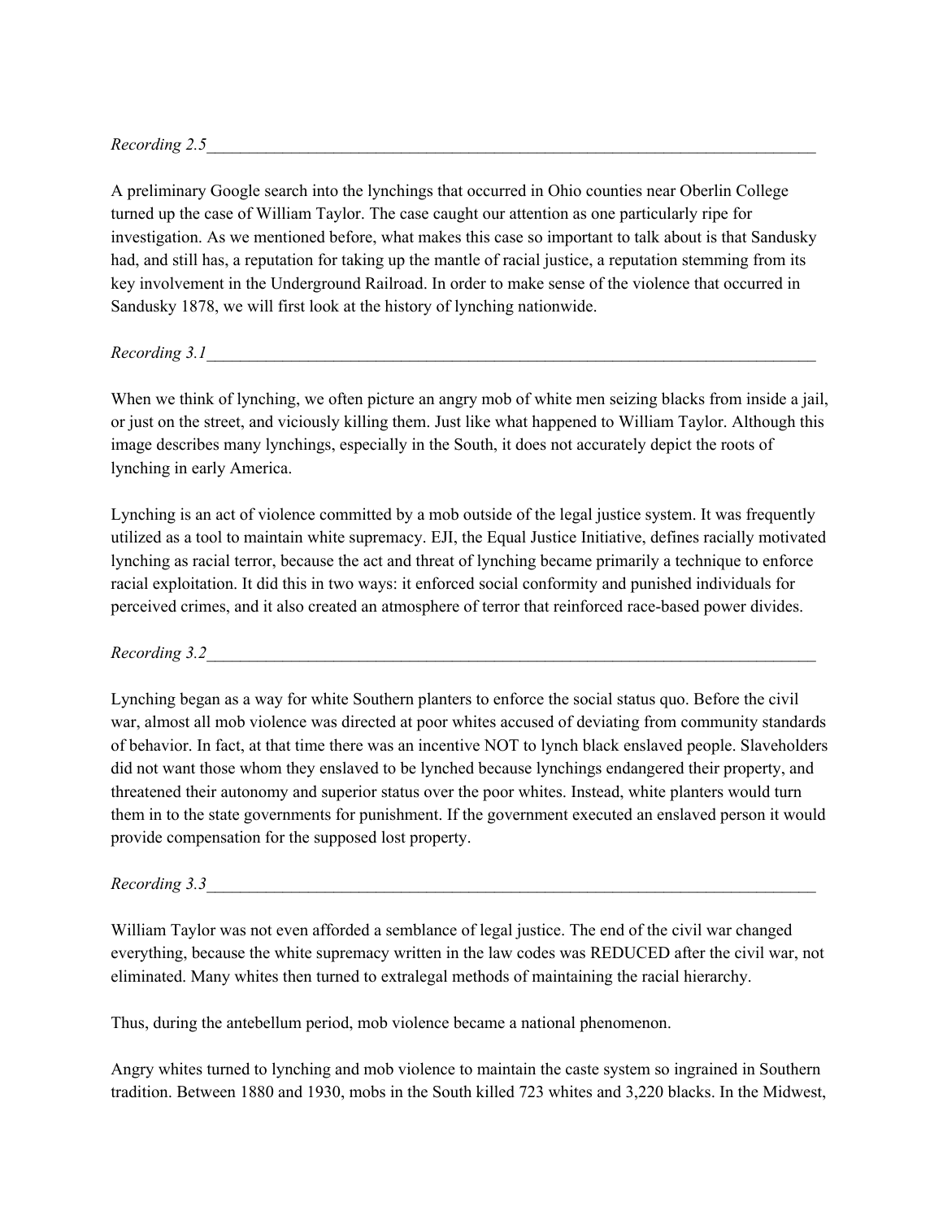*Recording 2.5*\_\_\_\_\_\_\_\_\_\_\_\_\_\_\_\_\_\_\_\_\_\_\_\_\_\_\_\_\_\_\_\_\_\_\_\_\_\_\_\_\_\_\_\_\_\_\_\_\_\_\_\_\_\_\_\_\_\_\_\_

A preliminary Google search into the lynchings that occurred in Ohio counties near Oberlin College turned up the case of William Taylor. The case caught our attention as one particularly ripe for investigation. As we mentioned before, what makes this case so important to talk about is that Sandusky had, and still has, a reputation for taking up the mantle of racial justice, a reputation stemming from its key involvement in the Underground Railroad. In order to make sense of the violence that occurred in Sandusky 1878, we will first look at the history of lynching nationwide.

*Recording 3.1*\_\_\_\_\_\_\_\_\_\_\_\_\_\_\_\_\_\_\_\_\_\_\_\_\_\_\_\_\_\_\_\_\_\_\_\_\_\_\_\_\_\_\_\_\_\_\_\_\_\_\_\_\_\_\_\_\_\_\_\_

When we think of lynching, we often picture an angry mob of white men seizing blacks from inside a jail, or just on the street, and viciously killing them. Just like what happened to William Taylor. Although this image describes many lynchings, especially in the South, it does not accurately depict the roots of lynching in early America.

Lynching is an act of violence committed by a mob outside of the legal justice system. It was frequently utilized as a tool to maintain white supremacy. EJI, the Equal Justice Initiative, defines racially motivated lynching as racial terror, because the act and threat of lynching became primarily a technique to enforce racial exploitation. It did this in two ways: it enforced social conformity and punished individuals for perceived crimes, and it also created an atmosphere of terror that reinforced race-based power divides.

*Recording 3.2*\_\_\_\_\_\_\_\_\_\_\_\_\_\_\_\_\_\_\_\_\_\_\_\_\_\_\_\_\_\_\_\_\_\_\_\_\_\_\_\_\_\_\_\_\_\_\_\_\_\_\_\_\_\_\_\_\_\_\_\_

Lynching began as a way for white Southern planters to enforce the social status quo. Before the civil war, almost all mob violence was directed at poor whites accused of deviating from community standards of behavior. In fact, at that time there was an incentive NOT to lynch black enslaved people. Slaveholders did not want those whom they enslaved to be lynched because lynchings endangered their property, and threatened their autonomy and superior status over the poor whites. Instead, white planters would turn them in to the state governments for punishment. If the government executed an enslaved person it would provide compensation for the supposed lost property.

*Recording 3.3*\_\_\_\_\_\_\_\_\_\_\_\_\_\_\_\_\_\_\_\_\_\_\_\_\_\_\_\_\_\_\_\_\_\_\_\_\_\_\_\_\_\_\_\_\_\_\_\_\_\_\_\_\_\_\_\_\_\_\_\_

William Taylor was not even afforded a semblance of legal justice. The end of the civil war changed everything, because the white supremacy written in the law codes was REDUCED after the civil war, not eliminated. Many whites then turned to extralegal methods of maintaining the racial hierarchy.

Thus, during the antebellum period, mob violence became a national phenomenon.

Angry whites turned to lynching and mob violence to maintain the caste system so ingrained in Southern tradition. Between 1880 and 1930, mobs in the South killed 723 whites and 3,220 blacks. In the Midwest,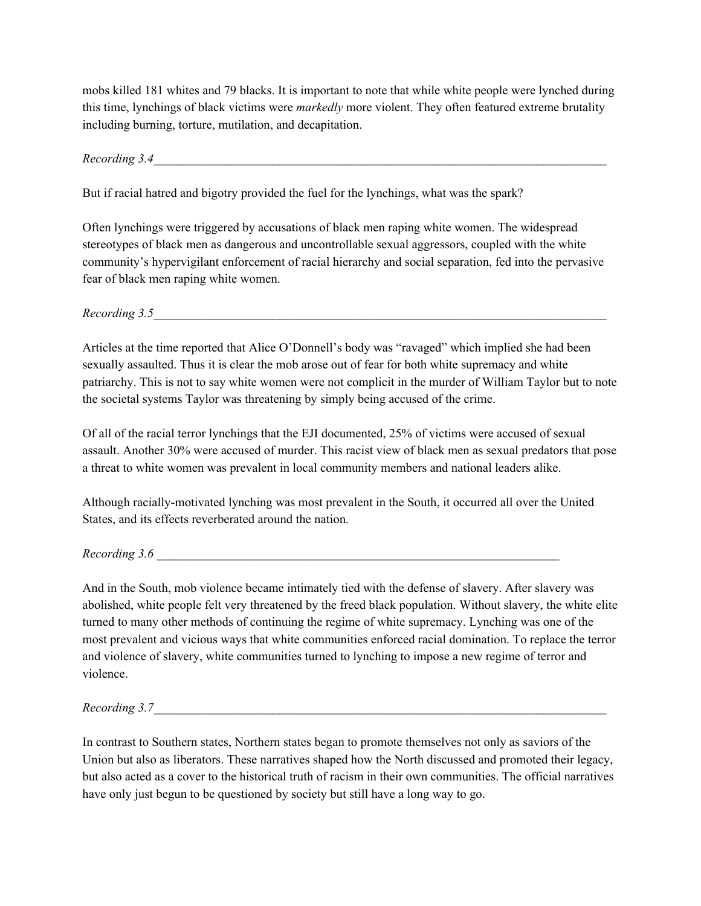mobs killed 181 whites and 79 blacks. It is important to note that while white people were lynched during this time, lynchings of black victims were *markedly* more violent. They often featured extreme brutality including burning, torture, mutilation, and decapitation.

*Recording 3.4*___________________________________________________________________________

But if racial hatred and bigotry provided the fuel for the lynchings, what was the spark?

Often lynchings were triggered by accusations of black men raping white women. The widespread stereotypes of black men as dangerous and uncontrollable sexual aggressors, coupled with the white community's hypervigilant enforcement of racial hierarchy and social separation, fed into the pervasive fear of black men raping white women.

*Recording 3.5*___________________________________________________________________________

Articles at the time reported that Alice O'Donnell's body was "ravaged" which implied she had been sexually assaulted. Thus it is clear the mob arose out of fear for both white supremacy and white patriarchy. This is not to say white women were not complicit in the murder of William Taylor but to note the societal systems Taylor was threatening by simply being accused of the crime.

Of all of the racial terror lynchings that the EJI documented, 25% of victims were accused of sexual assault. Another 30% were accused of murder. This racist view of black men as sexual predators that pose a threat to white women was prevalent in local community members and national leaders alike.

Although racially-motivated lynching was most prevalent in the South, it occurred all over the United States, and its effects reverberated around the nation.

*Recording 3.6* _____________________________________________________________________

And in the South, mob violence became intimately tied with the defense of slavery. After slavery was abolished, white people felt very threatened by the freed black population. Without slavery, the white elite turned to many other methods of continuing the regime of white supremacy. Lynching was one of the most prevalent and vicious ways that white communities enforced racial domination. To replace the terror and violence of slavery, white communities turned to lynching to impose a new regime of terror and violence.

*Recording 3.7*___________________________________________________________________________

In contrast to Southern states, Northern states began to promote themselves not only as saviors of the Union but also as liberators. These narratives shaped how the North discussed and promoted their legacy, but also acted as a cover to the historical truth of racism in their own communities. The official narratives have only just begun to be questioned by society but still have a long way to go.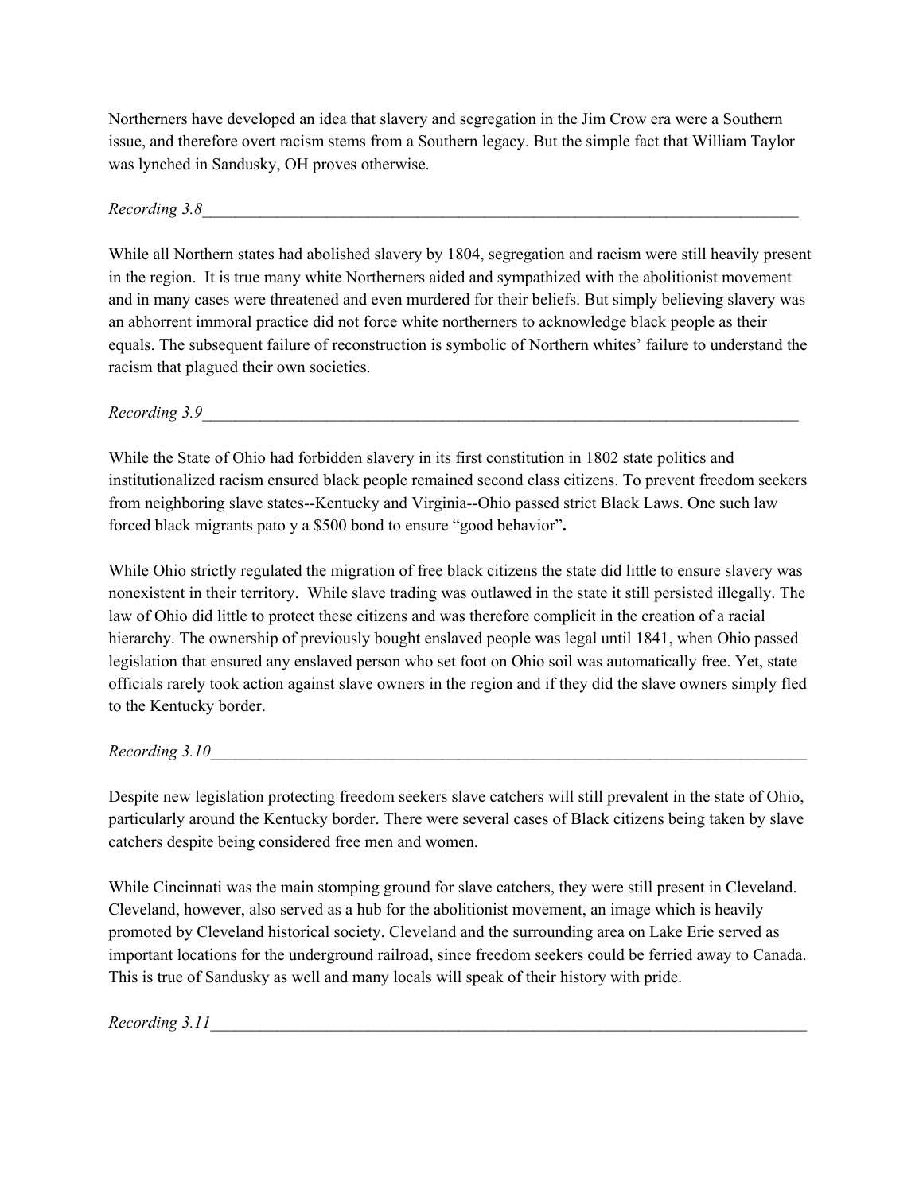Northerners have developed an idea that slavery and segregation in the Jim Crow era were a Southern issue, and therefore overt racism stems from a Southern legacy. But the simple fact that William Taylor was lynched in Sandusky, OH proves otherwise.

*Recording 3.8*\_\_\_\_\_\_\_\_\_\_\_\_\_\_\_\_\_\_\_\_\_\_\_\_\_\_\_\_\_\_\_\_\_\_\_\_\_\_\_\_\_\_\_\_\_\_\_\_\_\_\_\_\_\_\_\_\_\_\_\_\_\_\_\_\_\_\_\_\_\_\_\_\_\_

While all Northern states had abolished slavery by 1804, segregation and racism were still heavily present in the region. It is true many white Northerners aided and sympathized with the abolitionist movement and in many cases were threatened and even murdered for their beliefs. But simply believing slavery was an abhorrent immoral practice did not force white northerners to acknowledge black people as their equals. The subsequent failure of reconstruction is symbolic of Northern whites' failure to understand the racism that plagued their own societies.

*Recording 3.9*\_\_\_\_\_\_\_\_\_\_\_\_\_\_\_\_\_\_\_\_\_\_\_\_\_\_\_\_\_\_\_\_\_\_\_\_\_\_\_\_\_\_\_\_\_\_\_\_\_\_\_\_\_\_\_\_\_\_\_\_\_\_\_\_\_\_\_\_\_\_\_\_\_\_

While the State of Ohio had forbidden slavery in its first constitution in 1802 state politics and institutionalized racism ensured black people remained second class citizens. To prevent freedom seekers from neighboring slave states--Kentucky and Virginia--Ohio passed strict Black Laws. One such law forced black migrants pato y a $500 bond to ensure "good behavior"**.**

While Ohio strictly regulated the migration of free black citizens the state did little to ensure slavery was nonexistent in their territory. While slave trading was outlawed in the state it still persisted illegally. The law of Ohio did little to protect these citizens and was therefore complicit in the creation of a racial hierarchy. The ownership of previously bought enslaved people was legal until 1841, when Ohio passed legislation that ensured any enslaved person who set foot on Ohio soil was automatically free. Yet, state officials rarely took action against slave owners in the region and if they did the slave owners simply fled to the Kentucky border.

*Recording 3.10*\_\_\_\_\_\_\_\_\_\_\_\_\_\_\_\_\_\_\_\_\_\_\_\_\_\_\_\_\_\_\_\_\_\_\_\_\_\_\_\_\_\_\_\_\_\_\_\_\_\_\_\_\_\_\_\_\_\_\_\_\_\_\_\_\_\_\_\_\_\_\_\_\_\_

Despite new legislation protecting freedom seekers slave catchers will still prevalent in the state of Ohio, particularly around the Kentucky border. There were several cases of Black citizens being taken by slave catchers despite being considered free men and women.

While Cincinnati was the main stomping ground for slave catchers, they were still present in Cleveland. Cleveland, however, also served as a hub for the abolitionist movement, an image which is heavily promoted by Cleveland historical society. Cleveland and the surrounding area on Lake Erie served as important locations for the underground railroad, since freedom seekers could be ferried away to Canada. This is true of Sandusky as well and many locals will speak of their history with pride.

*Recording 3.11*\_\_\_\_\_\_\_\_\_\_\_\_\_\_\_\_\_\_\_\_\_\_\_\_\_\_\_\_\_\_\_\_\_\_\_\_\_\_\_\_\_\_\_\_\_\_\_\_\_\_\_\_\_\_\_\_\_\_\_\_\_\_\_\_\_\_\_\_\_\_\_\_\_\_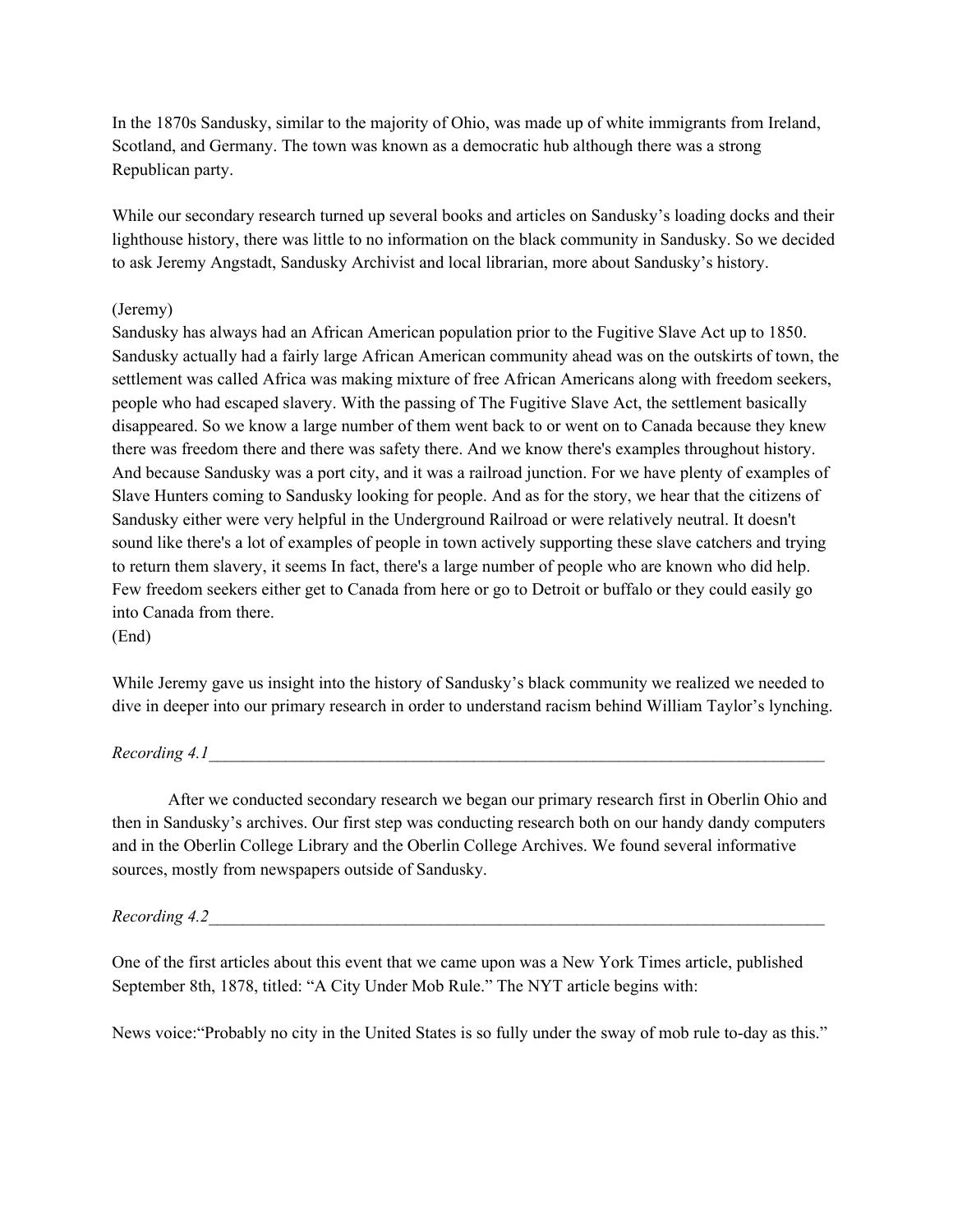In the 1870s Sandusky, similar to the majority of Ohio, was made up of white immigrants from Ireland, Scotland, and Germany. The town was known as a democratic hub although there was a strong Republican party.

While our secondary research turned up several books and articles on Sandusky's loading docks and their lighthouse history, there was little to no information on the black community in Sandusky. So we decided to ask Jeremy Angstadt, Sandusky Archivist and local librarian, more about Sandusky's history.

(Jeremy)
Sandusky has always had an African American population prior to the Fugitive Slave Act up to 1850. Sandusky actually had a fairly large African American community ahead was on the outskirts of town, the settlement was called Africa was making mixture of free African Americans along with freedom seekers, people who had escaped slavery. With the passing of The Fugitive Slave Act, the settlement basically disappeared. So we know a large number of them went back to or went on to Canada because they knew there was freedom there and there was safety there. And we know there's examples throughout history. And because Sandusky was a port city, and it was a railroad junction. For we have plenty of examples of Slave Hunters coming to Sandusky looking for people. And as for the story, we hear that the citizens of Sandusky either were very helpful in the Underground Railroad or were relatively neutral. It doesn't sound like there's a lot of examples of people in town actively supporting these slave catchers and trying to return them slavery, it seems In fact, there's a large number of people who are known who did help. Few freedom seekers either get to Canada from here or go to Detroit or buffalo or they could easily go into Canada from there.
(End)

While Jeremy gave us insight into the history of Sandusky's black community we realized we needed to dive in deeper into our primary research in order to understand racism behind William Taylor's lynching.

*Recording 4.1*\_\_\_\_\_\_\_\_\_\_\_\_\_\_\_\_\_\_\_\_\_\_\_\_\_\_\_\_\_\_\_\_\_\_\_\_\_\_\_\_\_\_\_\_\_\_\_\_\_\_\_\_\_\_\_\_\_\_\_\_

After we conducted secondary research we began our primary research first in Oberlin Ohio and then in Sandusky's archives. Our first step was conducting research both on our handy dandy computers and in the Oberlin College Library and the Oberlin College Archives. We found several informative sources, mostly from newspapers outside of Sandusky.

*Recording 4.2*\_\_\_\_\_\_\_\_\_\_\_\_\_\_\_\_\_\_\_\_\_\_\_\_\_\_\_\_\_\_\_\_\_\_\_\_\_\_\_\_\_\_\_\_\_\_\_\_\_\_\_\_\_\_\_\_\_\_\_\_

One of the first articles about this event that we came upon was a New York Times article, published September 8th, 1878, titled: "A City Under Mob Rule." The NYT article begins with:

News voice:"Probably no city in the United States is so fully under the sway of mob rule to-day as this."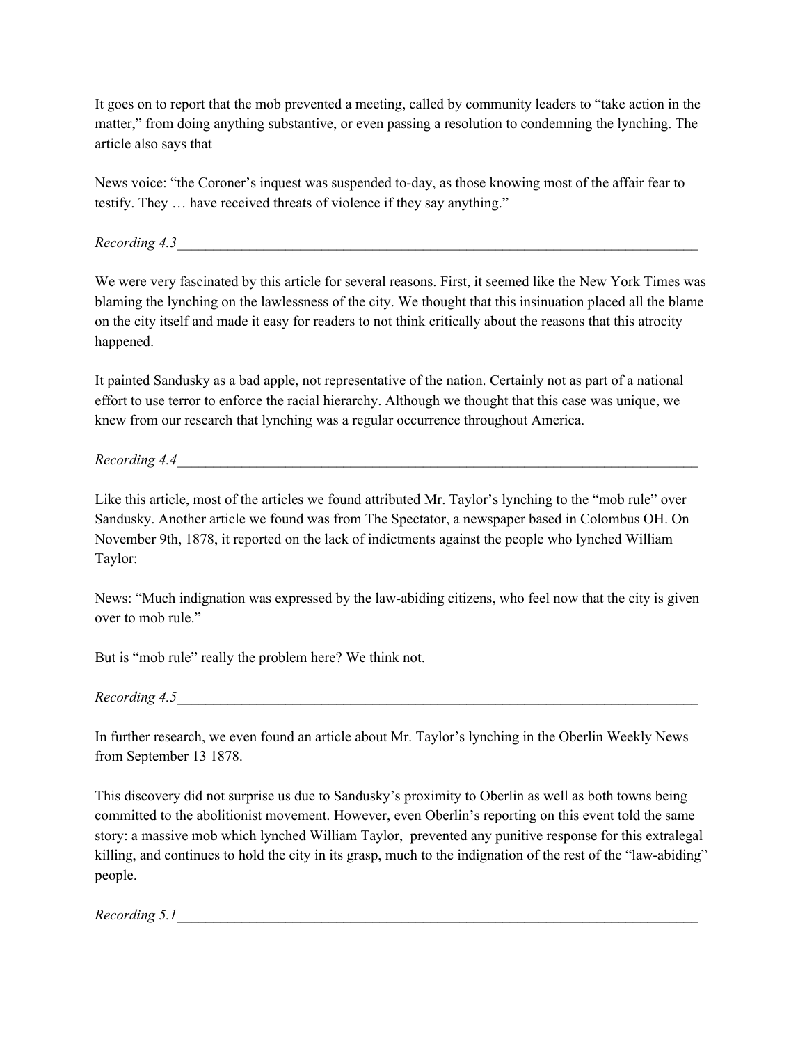It goes on to report that the mob prevented a meeting, called by community leaders to "take action in the matter," from doing anything substantive, or even passing a resolution to condemning the lynching. The article also says that

News voice: "the Coroner's inquest was suspended to-day, as those knowing most of the affair fear to testify. They … have received threats of violence if they say anything."

*Recording 4.3*_______________________________________________________________________________

We were very fascinated by this article for several reasons. First, it seemed like the New York Times was blaming the lynching on the lawlessness of the city. We thought that this insinuation placed all the blame on the city itself and made it easy for readers to not think critically about the reasons that this atrocity happened.

It painted Sandusky as a bad apple, not representative of the nation. Certainly not as part of a national effort to use terror to enforce the racial hierarchy. Although we thought that this case was unique, we knew from our research that lynching was a regular occurrence throughout America.

*Recording 4.4*_______________________________________________________________________________

Like this article, most of the articles we found attributed Mr. Taylor's lynching to the "mob rule" over Sandusky. Another article we found was from The Spectator, a newspaper based in Colombus OH. On November 9th, 1878, it reported on the lack of indictments against the people who lynched William Taylor:

News: "Much indignation was expressed by the law-abiding citizens, who feel now that the city is given over to mob rule."

But is "mob rule" really the problem here? We think not.

*Recording 4.5*_______________________________________________________________________________

In further research, we even found an article about Mr. Taylor's lynching in the Oberlin Weekly News from September 13 1878.

This discovery did not surprise us due to Sandusky's proximity to Oberlin as well as both towns being committed to the abolitionist movement. However, even Oberlin's reporting on this event told the same story: a massive mob which lynched William Taylor, prevented any punitive response for this extralegal killing, and continues to hold the city in its grasp, much to the indignation of the rest of the "law-abiding" people.

*Recording 5.1*_______________________________________________________________________________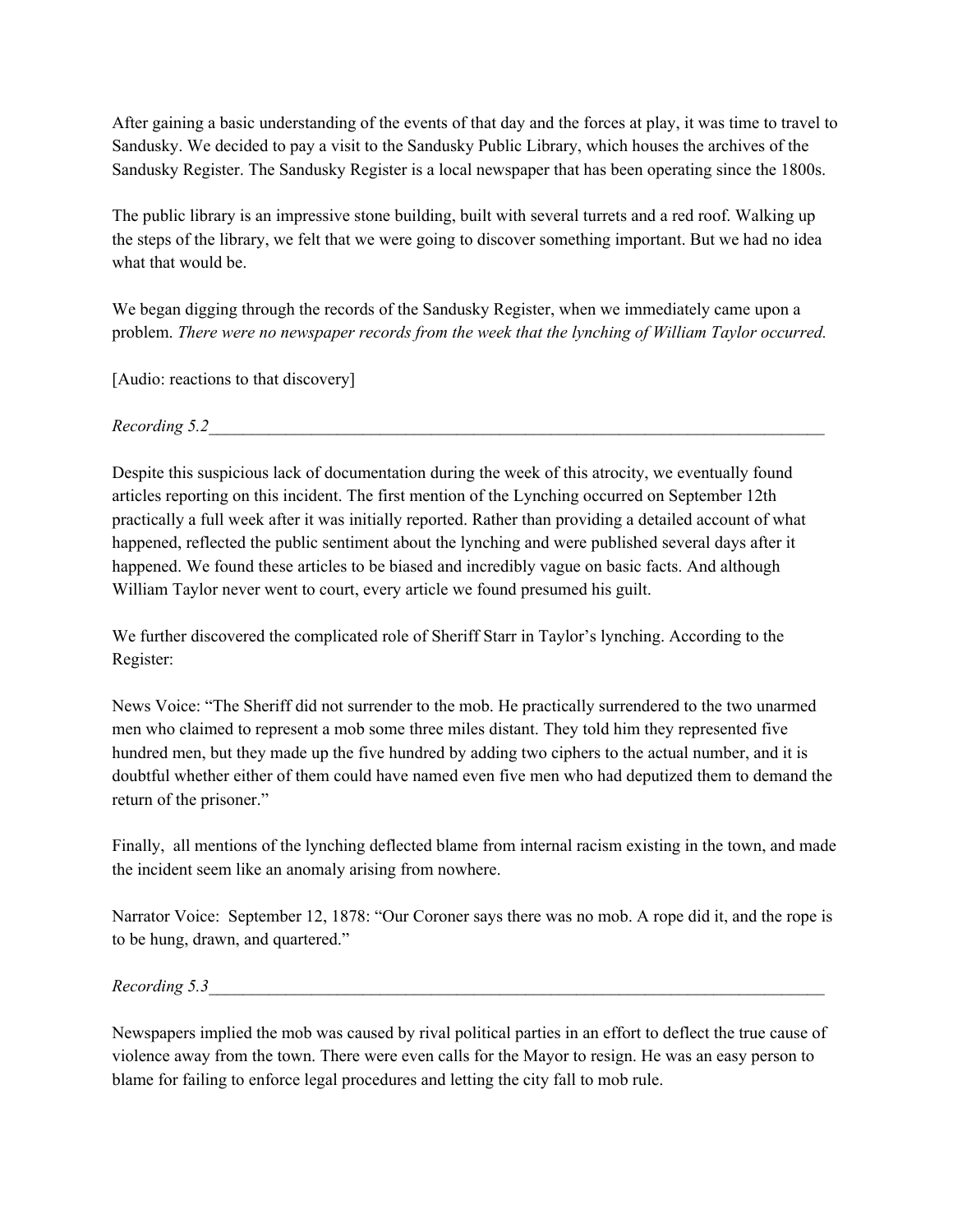After gaining a basic understanding of the events of that day and the forces at play, it was time to travel to Sandusky. We decided to pay a visit to the Sandusky Public Library, which houses the archives of the Sandusky Register. The Sandusky Register is a local newspaper that has been operating since the 1800s.

The public library is an impressive stone building, built with several turrets and a red roof. Walking up the steps of the library, we felt that we were going to discover something important. But we had no idea what that would be.

We began digging through the records of the Sandusky Register, when we immediately came upon a problem. *There were no newspaper records from the week that the lynching of William Taylor occurred.*

[Audio: reactions to that discovery]

*Recording 5.2*_____________________________________________________________________________

Despite this suspicious lack of documentation during the week of this atrocity, we eventually found articles reporting on this incident. The first mention of the Lynching occurred on September 12th practically a full week after it was initially reported. Rather than providing a detailed account of what happened, reflected the public sentiment about the lynching and were published several days after it happened. We found these articles to be biased and incredibly vague on basic facts. And although William Taylor never went to court, every article we found presumed his guilt.

We further discovered the complicated role of Sheriff Starr in Taylor's lynching. According to the Register:

News Voice: "The Sheriff did not surrender to the mob. He practically surrendered to the two unarmed men who claimed to represent a mob some three miles distant. They told him they represented five hundred men, but they made up the five hundred by adding two ciphers to the actual number, and it is doubtful whether either of them could have named even five men who had deputized them to demand the return of the prisoner."

Finally, all mentions of the lynching deflected blame from internal racism existing in the town, and made the incident seem like an anomaly arising from nowhere.

Narrator Voice: September 12, 1878: "Our Coroner says there was no mob. A rope did it, and the rope is to be hung, drawn, and quartered."

*Recording 5.3*_____________________________________________________________________________

Newspapers implied the mob was caused by rival political parties in an effort to deflect the true cause of violence away from the town. There were even calls for the Mayor to resign. He was an easy person to blame for failing to enforce legal procedures and letting the city fall to mob rule.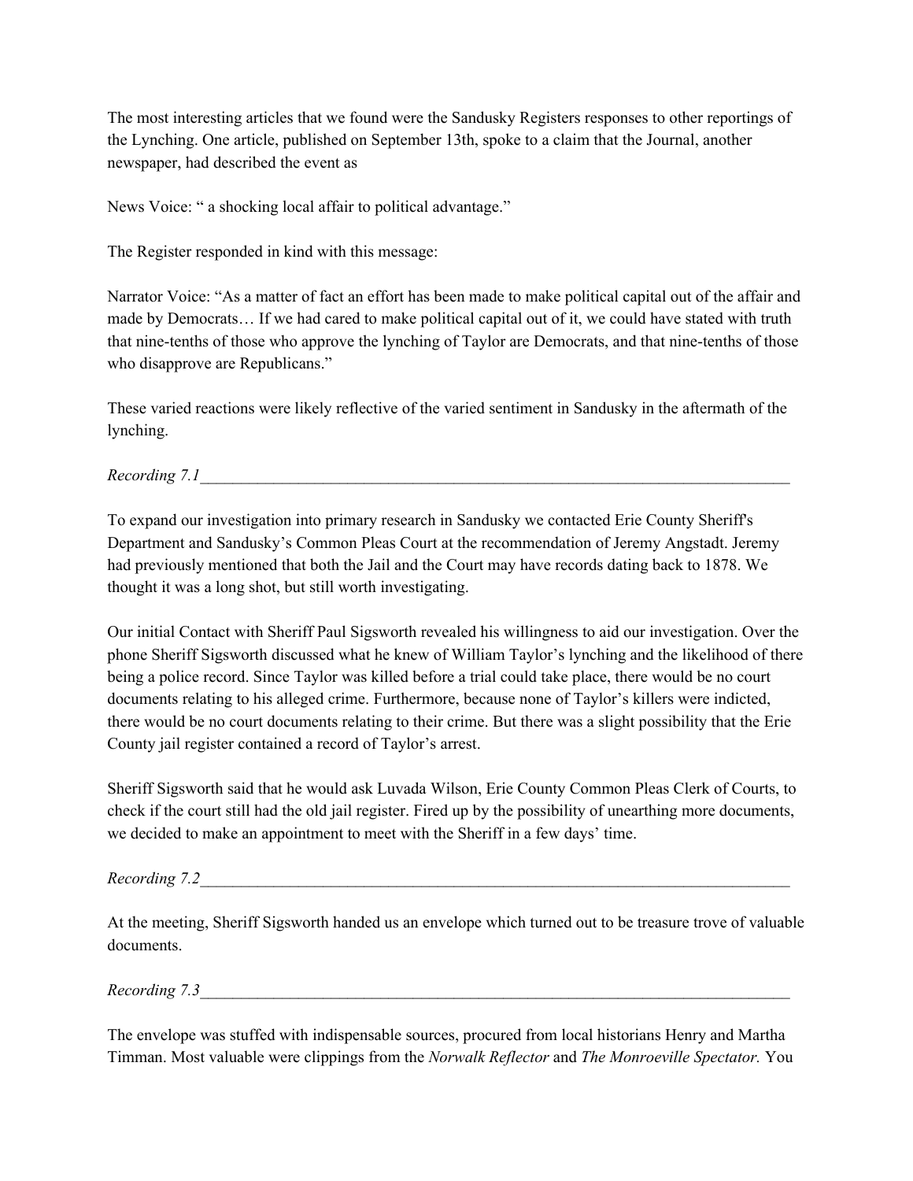The most interesting articles that we found were the Sandusky Registers responses to other reportings of the Lynching. One article, published on September 13th, spoke to a claim that the Journal, another newspaper, had described the event as

News Voice: " a shocking local affair to political advantage."

The Register responded in kind with this message:

Narrator Voice: "As a matter of fact an effort has been made to make political capital out of the affair and made by Democrats… If we had cared to make political capital out of it, we could have stated with truth that nine-tenths of those who approve the lynching of Taylor are Democrats, and that nine-tenths of those who disapprove are Republicans."

These varied reactions were likely reflective of the varied sentiment in Sandusky in the aftermath of the lynching.

*Recording 7.1*______________________________________________________________________________

To expand our investigation into primary research in Sandusky we contacted Erie County Sheriff's Department and Sandusky's Common Pleas Court at the recommendation of Jeremy Angstadt. Jeremy had previously mentioned that both the Jail and the Court may have records dating back to 1878. We thought it was a long shot, but still worth investigating.

Our initial Contact with Sheriff Paul Sigsworth revealed his willingness to aid our investigation. Over the phone Sheriff Sigsworth discussed what he knew of William Taylor's lynching and the likelihood of there being a police record. Since Taylor was killed before a trial could take place, there would be no court documents relating to his alleged crime. Furthermore, because none of Taylor's killers were indicted, there would be no court documents relating to their crime. But there was a slight possibility that the Erie County jail register contained a record of Taylor's arrest.

Sheriff Sigsworth said that he would ask Luvada Wilson, Erie County Common Pleas Clerk of Courts, to check if the court still had the old jail register. Fired up by the possibility of unearthing more documents, we decided to make an appointment to meet with the Sheriff in a few days' time.

*Recording 7.2*______________________________________________________________________________

At the meeting, Sheriff Sigsworth handed us an envelope which turned out to be treasure trove of valuable documents.

*Recording 7.3*______________________________________________________________________________

The envelope was stuffed with indispensable sources, procured from local historians Henry and Martha Timman. Most valuable were clippings from the *Norwalk Reflector* and *The Monroeville Spectator.* You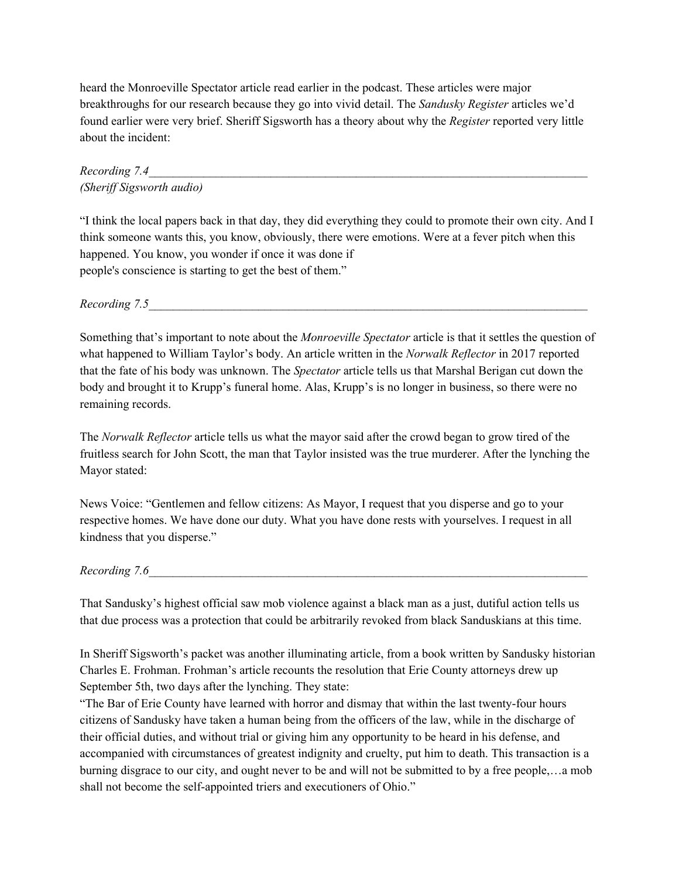heard the Monroeville Spectator article read earlier in the podcast. These articles were major breakthroughs for our research because they go into vivid detail. The *Sandusky Register* articles we'd found earlier were very brief. Sheriff Sigsworth has a theory about why the *Register* reported very little about the incident:

*Recording 7.4*\_\_\_\_\_\_\_\_\_\_\_\_\_\_\_\_\_\_\_\_\_\_\_\_\_\_\_\_\_\_\_\_\_\_\_\_\_\_\_\_\_\_\_\_\_\_\_\_\_\_\_\_\_\_\_\_\_\_\_\_\_\_\_\_\_\_\_\_\_\_\_\_\_\_\_\_
*(Sheriff Sigsworth audio)*

"I think the local papers back in that day, they did everything they could to promote their own city. And I think someone wants this, you know, obviously, there were emotions. Were at a fever pitch when this happened. You know, you wonder if once it was done if
people's conscience is starting to get the best of them."

*Recording 7.5*\_\_\_\_\_\_\_\_\_\_\_\_\_\_\_\_\_\_\_\_\_\_\_\_\_\_\_\_\_\_\_\_\_\_\_\_\_\_\_\_\_\_\_\_\_\_\_\_\_\_\_\_\_\_\_\_\_\_\_\_\_\_\_\_\_\_\_\_\_\_\_\_\_\_\_\_

Something that's important to note about the *Monroeville Spectator* article is that it settles the question of what happened to William Taylor's body. An article written in the *Norwalk Reflector* in 2017 reported that the fate of his body was unknown. The *Spectator* article tells us that Marshal Berigan cut down the body and brought it to Krupp's funeral home. Alas, Krupp's is no longer in business, so there were no remaining records.

The *Norwalk Reflector* article tells us what the mayor said after the crowd began to grow tired of the fruitless search for John Scott, the man that Taylor insisted was the true murderer. After the lynching the Mayor stated:

News Voice: "Gentlemen and fellow citizens: As Mayor, I request that you disperse and go to your respective homes. We have done our duty. What you have done rests with yourselves. I request in all kindness that you disperse."

*Recording 7.6*\_\_\_\_\_\_\_\_\_\_\_\_\_\_\_\_\_\_\_\_\_\_\_\_\_\_\_\_\_\_\_\_\_\_\_\_\_\_\_\_\_\_\_\_\_\_\_\_\_\_\_\_\_\_\_\_\_\_\_\_\_\_\_\_\_\_\_\_\_\_\_\_\_\_\_\_

That Sandusky's highest official saw mob violence against a black man as a just, dutiful action tells us that due process was a protection that could be arbitrarily revoked from black Sanduskians at this time.

In Sheriff Sigsworth's packet was another illuminating article, from a book written by Sandusky historian Charles E. Frohman. Frohman's article recounts the resolution that Erie County attorneys drew up September 5th, two days after the lynching. They state:
"The Bar of Erie County have learned with horror and dismay that within the last twenty-four hours citizens of Sandusky have taken a human being from the officers of the law, while in the discharge of their official duties, and without trial or giving him any opportunity to be heard in his defense, and accompanied with circumstances of greatest indignity and cruelty, put him to death. This transaction is a burning disgrace to our city, and ought never to be and will not be submitted to by a free people,…a mob shall not become the self-appointed triers and executioners of Ohio."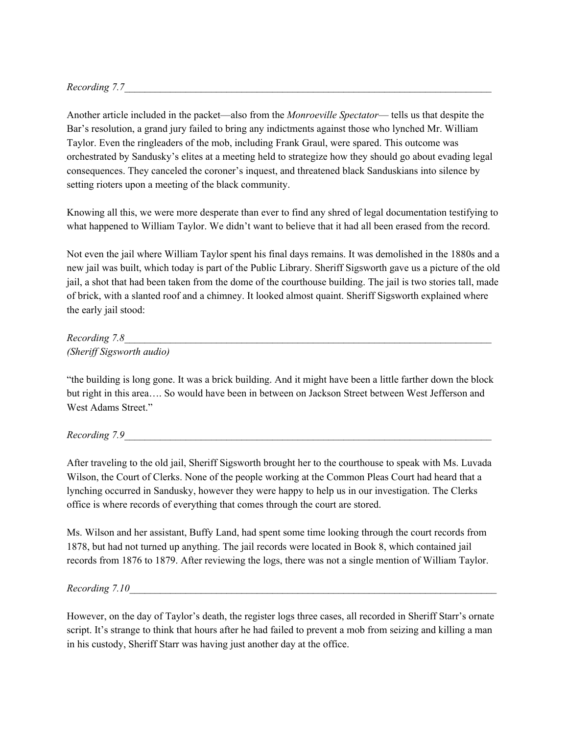*Recording 7.7*\_\_\_\_\_\_\_\_\_\_\_\_\_\_\_\_\_\_\_\_\_\_\_\_\_\_\_\_\_\_\_\_\_\_\_\_\_\_\_\_\_\_\_\_\_\_\_\_\_\_\_\_\_\_\_\_\_\_\_\_

Another article included in the packet—also from the *Monroeville Spectator*— tells us that despite the Bar's resolution, a grand jury failed to bring any indictments against those who lynched Mr. William Taylor. Even the ringleaders of the mob, including Frank Graul, were spared. This outcome was orchestrated by Sandusky's elites at a meeting held to strategize how they should go about evading legal consequences. They canceled the coroner's inquest, and threatened black Sanduskians into silence by setting rioters upon a meeting of the black community.

Knowing all this, we were more desperate than ever to find any shred of legal documentation testifying to what happened to William Taylor. We didn't want to believe that it had all been erased from the record.

Not even the jail where William Taylor spent his final days remains. It was demolished in the 1880s and a new jail was built, which today is part of the Public Library. Sheriff Sigsworth gave us a picture of the old jail, a shot that had been taken from the dome of the courthouse building. The jail is two stories tall, made of brick, with a slanted roof and a chimney. It looked almost quaint. Sheriff Sigsworth explained where the early jail stood:

*Recording 7.8*\_\_\_\_\_\_\_\_\_\_\_\_\_\_\_\_\_\_\_\_\_\_\_\_\_\_\_\_\_\_\_\_\_\_\_\_\_\_\_\_\_\_\_\_\_\_\_\_\_\_\_\_\_\_\_\_\_\_\_\_
*(Sheriff Sigsworth audio)*

"the building is long gone. It was a brick building. And it might have been a little farther down the block but right in this area…. So would have been in between on Jackson Street between West Jefferson and West Adams Street."

*Recording 7.9*\_\_\_\_\_\_\_\_\_\_\_\_\_\_\_\_\_\_\_\_\_\_\_\_\_\_\_\_\_\_\_\_\_\_\_\_\_\_\_\_\_\_\_\_\_\_\_\_\_\_\_\_\_\_\_\_\_\_\_\_

After traveling to the old jail, Sheriff Sigsworth brought her to the courthouse to speak with Ms. Luvada Wilson, the Court of Clerks. None of the people working at the Common Pleas Court had heard that a lynching occurred in Sandusky, however they were happy to help us in our investigation. The Clerks office is where records of everything that comes through the court are stored.

Ms. Wilson and her assistant, Buffy Land, had spent some time looking through the court records from 1878, but had not turned up anything. The jail records were located in Book 8, which contained jail records from 1876 to 1879. After reviewing the logs, there was not a single mention of William Taylor.

*Recording 7.10*\_\_\_\_\_\_\_\_\_\_\_\_\_\_\_\_\_\_\_\_\_\_\_\_\_\_\_\_\_\_\_\_\_\_\_\_\_\_\_\_\_\_\_\_\_\_\_\_\_\_\_\_\_\_\_\_\_\_\_\_

However, on the day of Taylor's death, the register logs three cases, all recorded in Sheriff Starr's ornate script. It's strange to think that hours after he had failed to prevent a mob from seizing and killing a man in his custody, Sheriff Starr was having just another day at the office.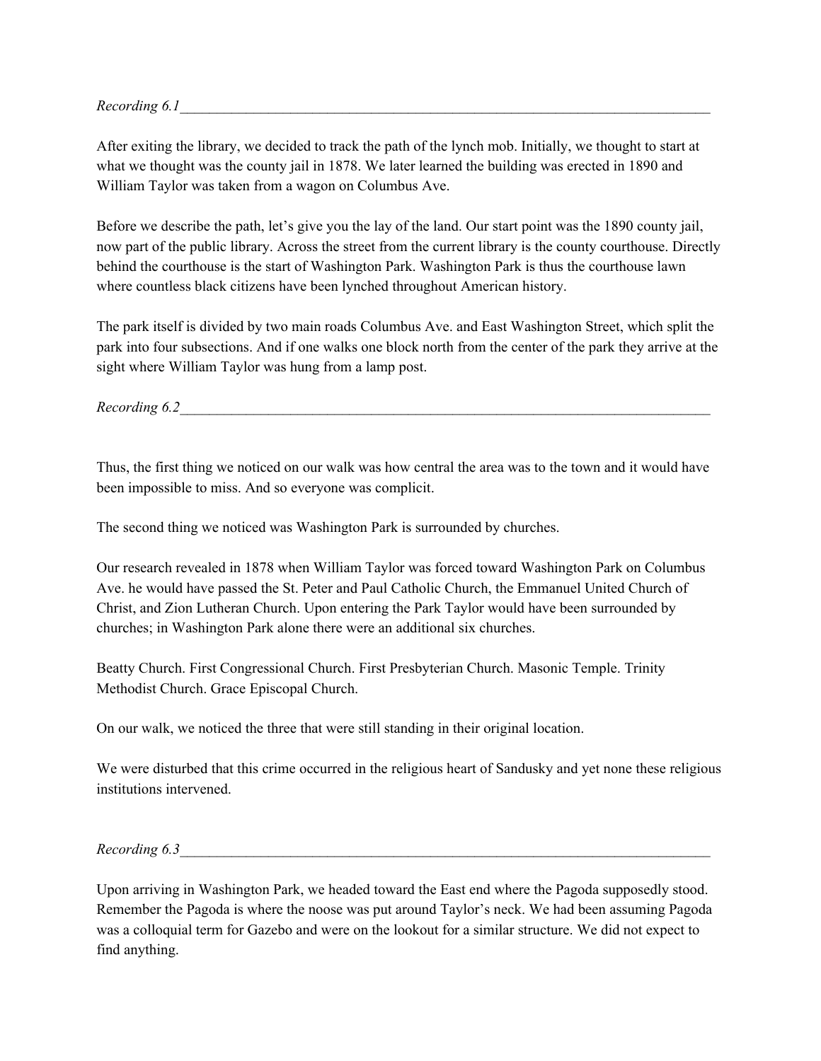*Recording 6.1*\_\_\_\_\_\_\_\_\_\_\_\_\_\_\_\_\_\_\_\_\_\_\_\_\_\_\_\_\_\_\_\_\_\_\_\_\_\_\_\_\_\_\_\_\_\_\_\_\_\_\_\_\_\_\_\_\_\_\_\_\_\_\_\_\_\_\_\_\_\_

After exiting the library, we decided to track the path of the lynch mob. Initially, we thought to start at what we thought was the county jail in 1878. We later learned the building was erected in 1890 and William Taylor was taken from a wagon on Columbus Ave.

Before we describe the path, let's give you the lay of the land. Our start point was the 1890 county jail, now part of the public library. Across the street from the current library is the county courthouse. Directly behind the courthouse is the start of Washington Park. Washington Park is thus the courthouse lawn where countless black citizens have been lynched throughout American history.

The park itself is divided by two main roads Columbus Ave. and East Washington Street, which split the park into four subsections. And if one walks one block north from the center of the park they arrive at the sight where William Taylor was hung from a lamp post.

*Recording 6.2*\_\_\_\_\_\_\_\_\_\_\_\_\_\_\_\_\_\_\_\_\_\_\_\_\_\_\_\_\_\_\_\_\_\_\_\_\_\_\_\_\_\_\_\_\_\_\_\_\_\_\_\_\_\_\_\_\_\_\_\_\_\_\_\_\_\_\_\_\_\_

Thus, the first thing we noticed on our walk was how central the area was to the town and it would have been impossible to miss. And so everyone was complicit.

The second thing we noticed was Washington Park is surrounded by churches.

Our research revealed in 1878 when William Taylor was forced toward Washington Park on Columbus Ave. he would have passed the St. Peter and Paul Catholic Church, the Emmanuel United Church of Christ, and Zion Lutheran Church. Upon entering the Park Taylor would have been surrounded by churches; in Washington Park alone there were an additional six churches.

Beatty Church. First Congressional Church. First Presbyterian Church. Masonic Temple. Trinity Methodist Church. Grace Episcopal Church.

On our walk, we noticed the three that were still standing in their original location.

We were disturbed that this crime occurred in the religious heart of Sandusky and yet none these religious institutions intervened.

*Recording 6.3*\_\_\_\_\_\_\_\_\_\_\_\_\_\_\_\_\_\_\_\_\_\_\_\_\_\_\_\_\_\_\_\_\_\_\_\_\_\_\_\_\_\_\_\_\_\_\_\_\_\_\_\_\_\_\_\_\_\_\_\_\_\_\_\_\_\_\_\_\_\_

Upon arriving in Washington Park, we headed toward the East end where the Pagoda supposedly stood. Remember the Pagoda is where the noose was put around Taylor's neck. We had been assuming Pagoda was a colloquial term for Gazebo and were on the lookout for a similar structure. We did not expect to find anything.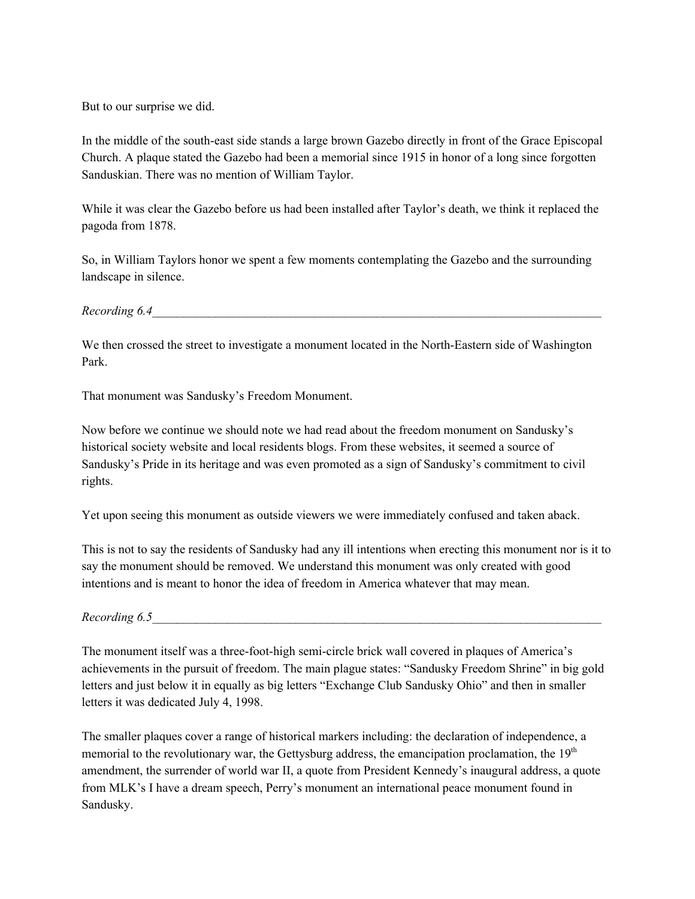But to our surprise we did.

In the middle of the south-east side stands a large brown Gazebo directly in front of the Grace Episcopal Church. A plaque stated the Gazebo had been a memorial since 1915 in honor of a long since forgotten Sanduskian. There was no mention of William Taylor.

While it was clear the Gazebo before us had been installed after Taylor's death, we think it replaced the pagoda from 1878.

So, in William Taylors honor we spent a few moments contemplating the Gazebo and the surrounding landscape in silence.

*Recording 6.4*\_\_\_\_\_\_\_\_\_\_\_\_\_\_\_\_\_\_\_\_\_\_\_\_\_\_\_\_\_\_\_\_\_\_\_\_\_\_\_\_\_\_\_\_\_\_\_\_\_\_\_\_\_\_\_\_\_\_\_\_\_\_\_\_\_\_\_\_\_\_\_\_\_\_\_\_

We then crossed the street to investigate a monument located in the North-Eastern side of Washington Park.

That monument was Sandusky's Freedom Monument.

Now before we continue we should note we had read about the freedom monument on Sandusky's historical society website and local residents blogs. From these websites, it seemed a source of Sandusky's Pride in its heritage and was even promoted as a sign of Sandusky's commitment to civil rights.

Yet upon seeing this monument as outside viewers we were immediately confused and taken aback.

This is not to say the residents of Sandusky had any ill intentions when erecting this monument nor is it to say the monument should be removed. We understand this monument was only created with good intentions and is meant to honor the idea of freedom in America whatever that may mean.

*Recording 6.5*\_\_\_\_\_\_\_\_\_\_\_\_\_\_\_\_\_\_\_\_\_\_\_\_\_\_\_\_\_\_\_\_\_\_\_\_\_\_\_\_\_\_\_\_\_\_\_\_\_\_\_\_\_\_\_\_\_\_\_\_\_\_\_\_\_\_\_\_\_\_\_\_\_\_\_\_

The monument itself was a three-foot-high semi-circle brick wall covered in plaques of America's achievements in the pursuit of freedom. The main plague states: "Sandusky Freedom Shrine" in big gold letters and just below it in equally as big letters "Exchange Club Sandusky Ohio" and then in smaller letters it was dedicated July 4, 1998.

The smaller plaques cover a range of historical markers including: the declaration of independence, a memorial to the revolutionary war, the Gettysburg address, the emancipation proclamation, the 19th amendment, the surrender of world war II, a quote from President Kennedy's inaugural address, a quote from MLK's I have a dream speech, Perry's monument an international peace monument found in Sandusky.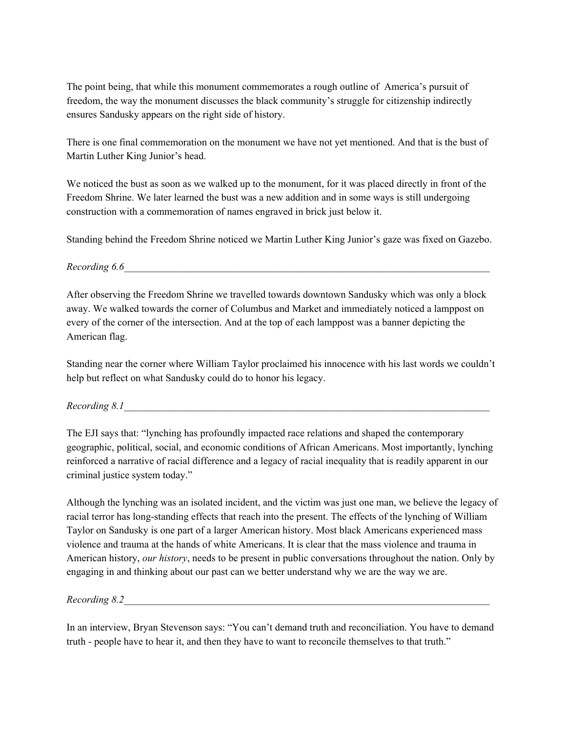The point being, that while this monument commemorates a rough outline of America's pursuit of freedom, the way the monument discusses the black community's struggle for citizenship indirectly ensures Sandusky appears on the right side of history.

There is one final commemoration on the monument we have not yet mentioned. And that is the bust of Martin Luther King Junior's head.

We noticed the bust as soon as we walked up to the monument, for it was placed directly in front of the Freedom Shrine. We later learned the bust was a new addition and in some ways is still undergoing construction with a commemoration of names engraved in brick just below it.

Standing behind the Freedom Shrine noticed we Martin Luther King Junior's gaze was fixed on Gazebo.

*Recording 6.6*\_\_\_\_\_\_\_\_\_\_\_\_\_\_\_\_\_\_\_\_\_\_\_\_\_\_\_\_\_\_\_\_\_\_\_\_\_\_\_\_\_\_\_\_\_\_\_\_\_\_\_\_\_\_\_\_\_\_\_\_\_\_\_\_\_\_\_\_\_\_\_\_\_\_\_\_

After observing the Freedom Shrine we travelled towards downtown Sandusky which was only a block away. We walked towards the corner of Columbus and Market and immediately noticed a lamppost on every of the corner of the intersection. And at the top of each lamppost was a banner depicting the American flag.

Standing near the corner where William Taylor proclaimed his innocence with his last words we couldn't help but reflect on what Sandusky could do to honor his legacy.

*Recording 8.1*\_\_\_\_\_\_\_\_\_\_\_\_\_\_\_\_\_\_\_\_\_\_\_\_\_\_\_\_\_\_\_\_\_\_\_\_\_\_\_\_\_\_\_\_\_\_\_\_\_\_\_\_\_\_\_\_\_\_\_\_\_\_\_\_\_\_\_\_\_\_\_\_\_\_\_\_

The EJI says that: "lynching has profoundly impacted race relations and shaped the contemporary geographic, political, social, and economic conditions of African Americans. Most importantly, lynching reinforced a narrative of racial difference and a legacy of racial inequality that is readily apparent in our criminal justice system today."

Although the lynching was an isolated incident, and the victim was just one man, we believe the legacy of racial terror has long-standing effects that reach into the present. The effects of the lynching of William Taylor on Sandusky is one part of a larger American history. Most black Americans experienced mass violence and trauma at the hands of white Americans. It is clear that the mass violence and trauma in American history, *our history*, needs to be present in public conversations throughout the nation. Only by engaging in and thinking about our past can we better understand why we are the way we are.

*Recording 8.2*\_\_\_\_\_\_\_\_\_\_\_\_\_\_\_\_\_\_\_\_\_\_\_\_\_\_\_\_\_\_\_\_\_\_\_\_\_\_\_\_\_\_\_\_\_\_\_\_\_\_\_\_\_\_\_\_\_\_\_\_\_\_\_\_\_\_\_\_\_\_\_\_\_\_\_\_

In an interview, Bryan Stevenson says: "You can't demand truth and reconciliation. You have to demand truth - people have to hear it, and then they have to want to reconcile themselves to that truth."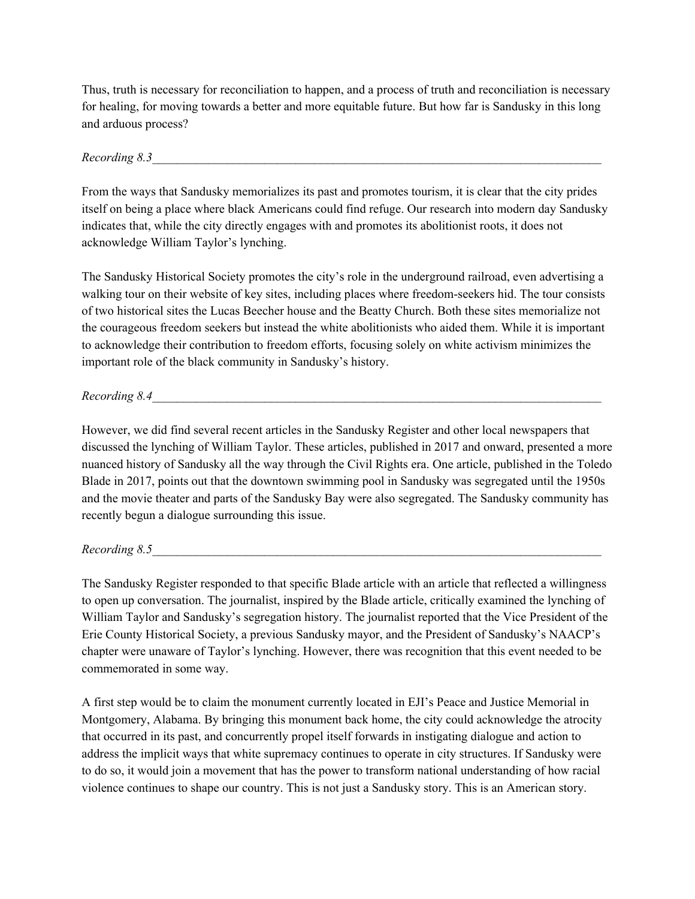Thus, truth is necessary for reconciliation to happen, and a process of truth and reconciliation is necessary for healing, for moving towards a better and more equitable future. But how far is Sandusky in this long and arduous process?

*Recording 8.3*______________________________________________________________________________

From the ways that Sandusky memorializes its past and promotes tourism, it is clear that the city prides itself on being a place where black Americans could find refuge. Our research into modern day Sandusky indicates that, while the city directly engages with and promotes its abolitionist roots, it does not acknowledge William Taylor's lynching.

The Sandusky Historical Society promotes the city's role in the underground railroad, even advertising a walking tour on their website of key sites, including places where freedom-seekers hid. The tour consists of two historical sites the Lucas Beecher house and the Beatty Church. Both these sites memorialize not the courageous freedom seekers but instead the white abolitionists who aided them. While it is important to acknowledge their contribution to freedom efforts, focusing solely on white activism minimizes the important role of the black community in Sandusky's history.

*Recording 8.4*______________________________________________________________________________

However, we did find several recent articles in the Sandusky Register and other local newspapers that discussed the lynching of William Taylor. These articles, published in 2017 and onward, presented a more nuanced history of Sandusky all the way through the Civil Rights era. One article, published in the Toledo Blade in 2017, points out that the downtown swimming pool in Sandusky was segregated until the 1950s and the movie theater and parts of the Sandusky Bay were also segregated. The Sandusky community has recently begun a dialogue surrounding this issue.

*Recording 8.5*______________________________________________________________________________

The Sandusky Register responded to that specific Blade article with an article that reflected a willingness to open up conversation. The journalist, inspired by the Blade article, critically examined the lynching of William Taylor and Sandusky's segregation history. The journalist reported that the Vice President of the Erie County Historical Society, a previous Sandusky mayor, and the President of Sandusky's NAACP's chapter were unaware of Taylor's lynching. However, there was recognition that this event needed to be commemorated in some way.

A first step would be to claim the monument currently located in EJI's Peace and Justice Memorial in Montgomery, Alabama. By bringing this monument back home, the city could acknowledge the atrocity that occurred in its past, and concurrently propel itself forwards in instigating dialogue and action to address the implicit ways that white supremacy continues to operate in city structures. If Sandusky were to do so, it would join a movement that has the power to transform national understanding of how racial violence continues to shape our country. This is not just a Sandusky story. This is an American story.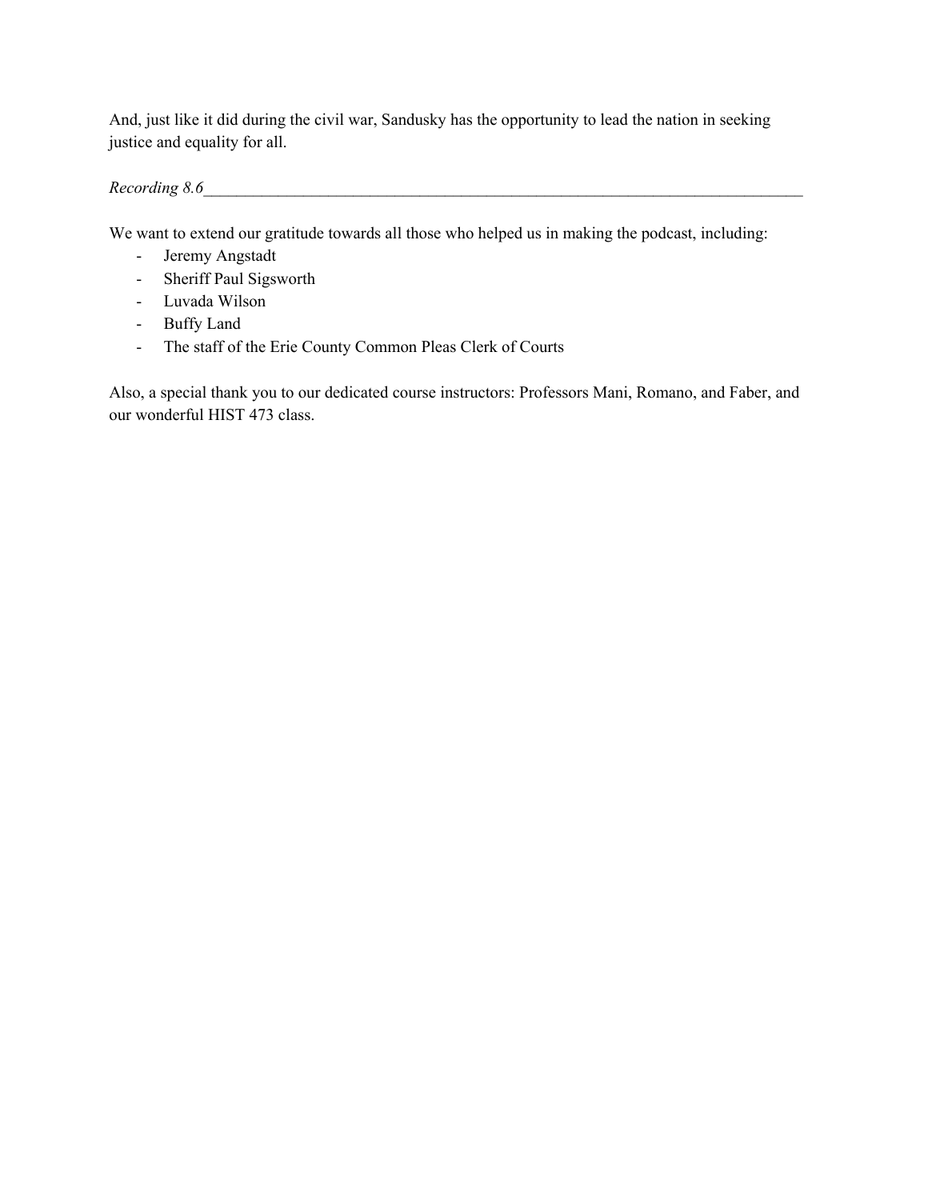And, just like it did during the civil war, Sandusky has the opportunity to lead the nation in seeking justice and equality for all.

*Recording 8.6*___________________________________________________________________________

We want to extend our gratitude towards all those who helped us in making the podcast, including:

- Jeremy Angstadt
- Sheriff Paul Sigsworth
- Luvada Wilson
- Buffy Land
- The staff of the Erie County Common Pleas Clerk of Courts

Also, a special thank you to our dedicated course instructors: Professors Mani, Romano, and Faber, and our wonderful HIST 473 class.